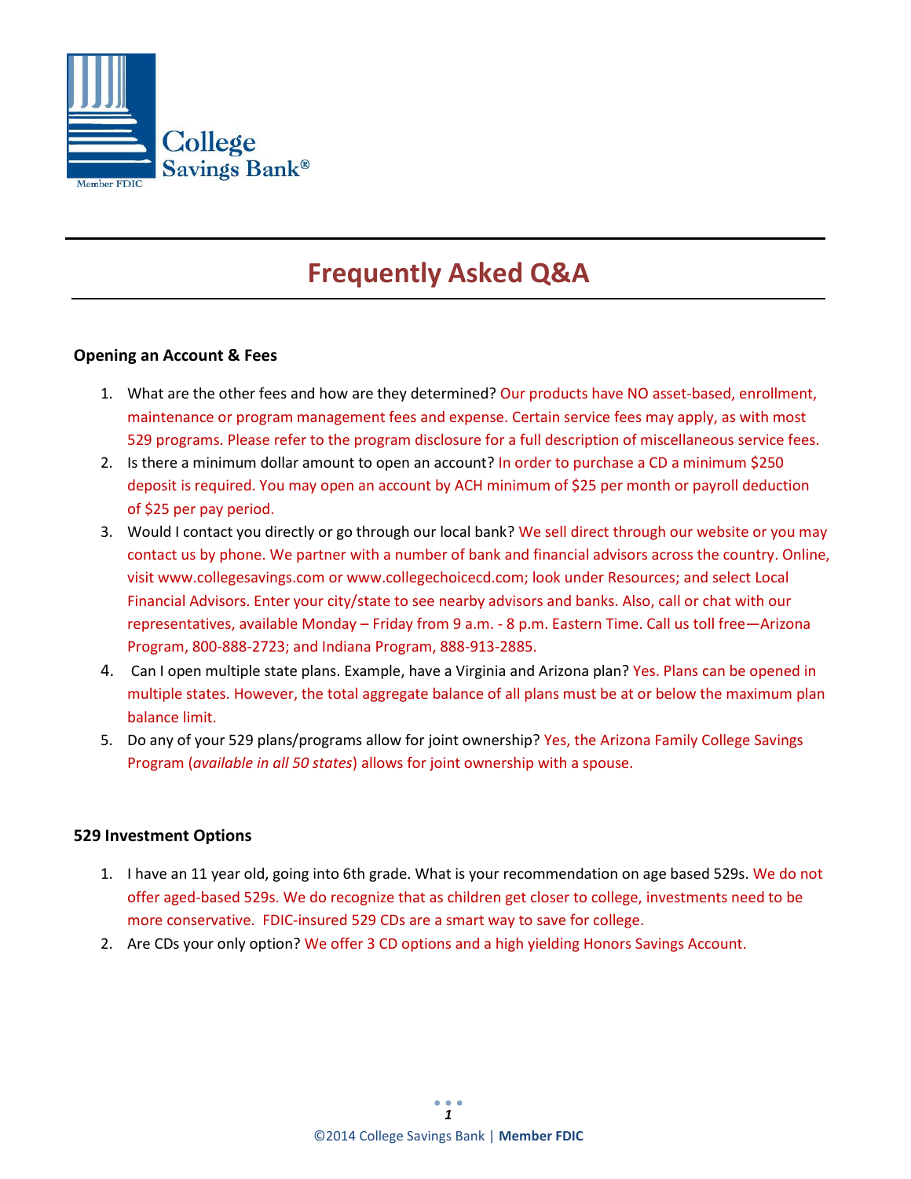College Savings Bank®

Member FDIC

# Frequently Asked Q&A

**Opening an Account & Fees**

1. What are the other fees and how are they determined? Our products have NO asset-based, enrollment, maintenance or program management fees and expense. Certain service fees may apply, as with most 529 programs. Please refer to the program disclosure for a full description of miscellaneous service fees.
2. Is there a minimum dollar amount to open an account? In order to purchase a CD a minimum $250 deposit is required. You may open an account by ACH minimum of $25 per month or payroll deduction of $25 per pay period.
3. Would I contact you directly or go through our local bank? We sell direct through our website or you may contact us by phone. We partner with a number of bank and financial advisors across the country. Online, visit www.collegesavings.com or www.collegechoicecd.com; look under Resources; and select Local Financial Advisors. Enter your city/state to see nearby advisors and banks. Also, call or chat with our representatives, available Monday – Friday from 9 a.m. - 8 p.m. Eastern Time. Call us toll free—Arizona Program, 800-888-2723; and Indiana Program, 888-913-2885.
4. Can I open multiple state plans. Example, have a Virginia and Arizona plan? Yes. Plans can be opened in multiple states. However, the total aggregate balance of all plans must be at or below the maximum plan balance limit.
5. Do any of your 529 plans/programs allow for joint ownership? Yes, the Arizona Family College Savings Program (*available in all 50 states*) allows for joint ownership with a spouse.

**529 Investment Options**

1. I have an 11 year old, going into 6th grade. What is your recommendation on age based 529s. We do not offer aged-based 529s. We do recognize that as children get closer to college, investments need to be more conservative. FDIC-insured 529 CDs are a smart way to save for college.
2. Are CDs your only option? We offer 3 CD options and a high yielding Honors Savings Account.

©2014 College Savings Bank | **Member FDIC**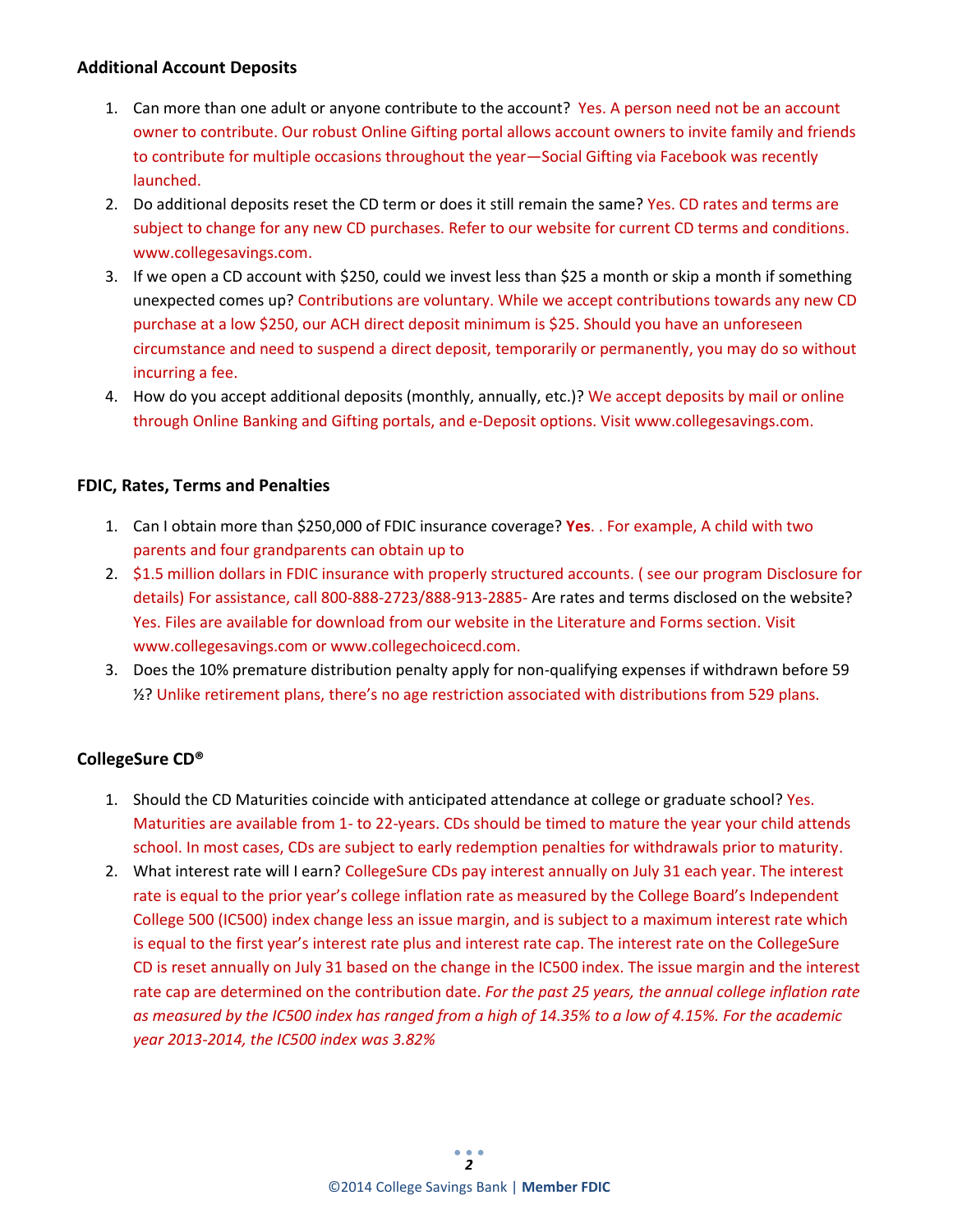**Additional Account Deposits**

1. Can more than one adult or anyone contribute to the account? Yes. A person need not be an account owner to contribute. Our robust Online Gifting portal allows account owners to invite family and friends to contribute for multiple occasions throughout the year—Social Gifting via Facebook was recently launched.
2. Do additional deposits reset the CD term or does it still remain the same? Yes. CD rates and terms are subject to change for any new CD purchases. Refer to our website for current CD terms and conditions. www.collegesavings.com.
3. If we open a CD account with $250, could we invest less than $25 a month or skip a month if something unexpected comes up? Contributions are voluntary. While we accept contributions towards any new CD purchase at a low $250, our ACH direct deposit minimum is $25. Should you have an unforeseen circumstance and need to suspend a direct deposit, temporarily or permanently, you may do so without incurring a fee.
4. How do you accept additional deposits (monthly, annually, etc.)? We accept deposits by mail or online through Online Banking and Gifting portals, and e-Deposit options. Visit www.collegesavings.com.

**FDIC, Rates, Terms and Penalties**

1. Can I obtain more than $250,000 of FDIC insurance coverage? **Yes**. . For example, A child with two parents and four grandparents can obtain up to
2. $1.5 million dollars in FDIC insurance with properly structured accounts. ( see our program Disclosure for details) For assistance, call 800-888-2723/888-913-2885- Are rates and terms disclosed on the website? Yes. Files are available for download from our website in the Literature and Forms section. Visit www.collegesavings.com or www.collegechoicecd.com.
3. Does the 10% premature distribution penalty apply for non-qualifying expenses if withdrawn before 59 ½? Unlike retirement plans, there's no age restriction associated with distributions from 529 plans.

**CollegeSure CD®**

1. Should the CD Maturities coincide with anticipated attendance at college or graduate school? Yes. Maturities are available from 1- to 22-years. CDs should be timed to mature the year your child attends school. In most cases, CDs are subject to early redemption penalties for withdrawals prior to maturity.
2. What interest rate will I earn? CollegeSure CDs pay interest annually on July 31 each year. The interest rate is equal to the prior year's college inflation rate as measured by the College Board's Independent College 500 (IC500) index change less an issue margin, and is subject to a maximum interest rate which is equal to the first year's interest rate plus and interest rate cap. The interest rate on the CollegeSure CD is reset annually on July 31 based on the change in the IC500 index. The issue margin and the interest rate cap are determined on the contribution date. *For the past 25 years, the annual college inflation rate as measured by the IC500 index has ranged from a high of 14.35% to a low of 4.15%. For the academic year 2013-2014, the IC500 index was 3.82%*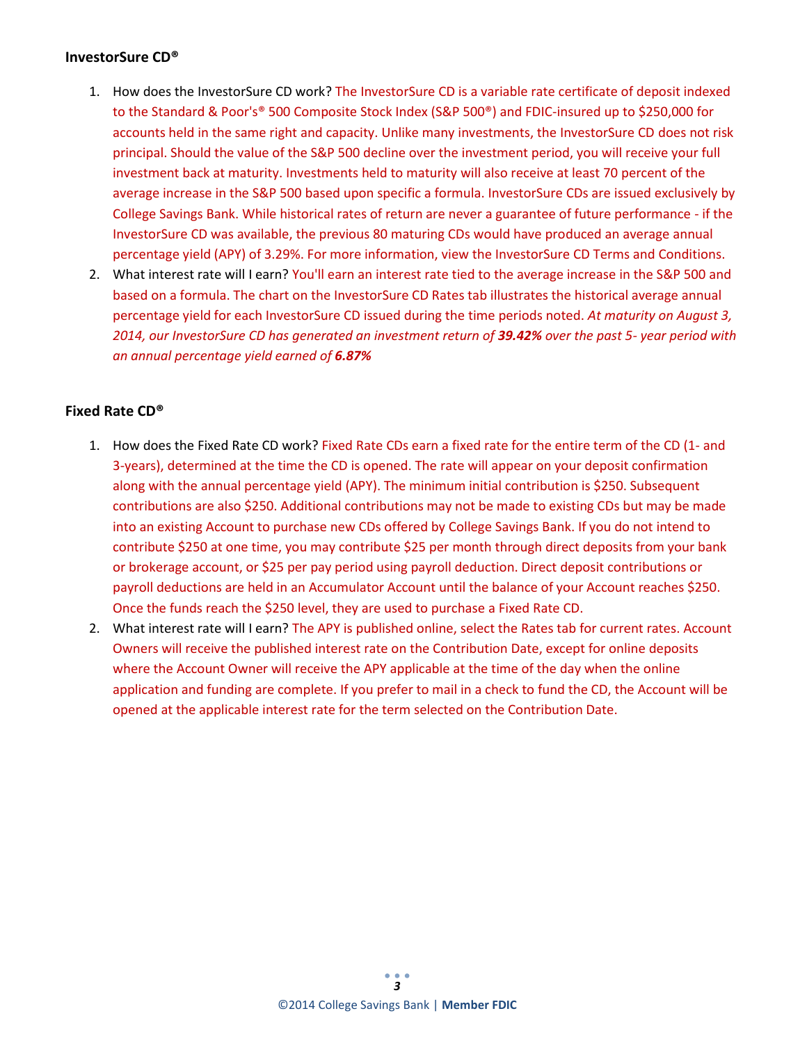### InvestorSure CD®

1. How does the InvestorSure CD work? The InvestorSure CD is a variable rate certificate of deposit indexed to the Standard & Poor's® 500 Composite Stock Index (S&P 500®) and FDIC-insured up to $250,000 for accounts held in the same right and capacity. Unlike many investments, the InvestorSure CD does not risk principal. Should the value of the S&P 500 decline over the investment period, you will receive your full investment back at maturity. Investments held to maturity will also receive at least 70 percent of the average increase in the S&P 500 based upon specific a formula. InvestorSure CDs are issued exclusively by College Savings Bank. While historical rates of return are never a guarantee of future performance - if the InvestorSure CD was available, the previous 80 maturing CDs would have produced an average annual percentage yield (APY) of 3.29%. For more information, view the InvestorSure CD Terms and Conditions.
2. What interest rate will I earn? You'll earn an interest rate tied to the average increase in the S&P 500 and based on a formula. The chart on the InvestorSure CD Rates tab illustrates the historical average annual percentage yield for each InvestorSure CD issued during the time periods noted. *At maturity on August 3, 2014, our InvestorSure CD has generated an investment return of **39.42%** over the past 5- year period with an annual percentage yield earned of **6.87%***

### Fixed Rate CD®

1. How does the Fixed Rate CD work? Fixed Rate CDs earn a fixed rate for the entire term of the CD (1- and 3-years), determined at the time the CD is opened. The rate will appear on your deposit confirmation along with the annual percentage yield (APY). The minimum initial contribution is $250. Subsequent contributions are also $250. Additional contributions may not be made to existing CDs but may be made into an existing Account to purchase new CDs offered by College Savings Bank. If you do not intend to contribute $250 at one time, you may contribute $25 per month through direct deposits from your bank or brokerage account, or $25 per pay period using payroll deduction. Direct deposit contributions or payroll deductions are held in an Accumulator Account until the balance of your Account reaches $250. Once the funds reach the $250 level, they are used to purchase a Fixed Rate CD.
2. What interest rate will I earn? The APY is published online, select the Rates tab for current rates. Account Owners will receive the published interest rate on the Contribution Date, except for online deposits where the Account Owner will receive the APY applicable at the time of the day when the online application and funding are complete. If you prefer to mail in a check to fund the CD, the Account will be opened at the applicable interest rate for the term selected on the Contribution Date.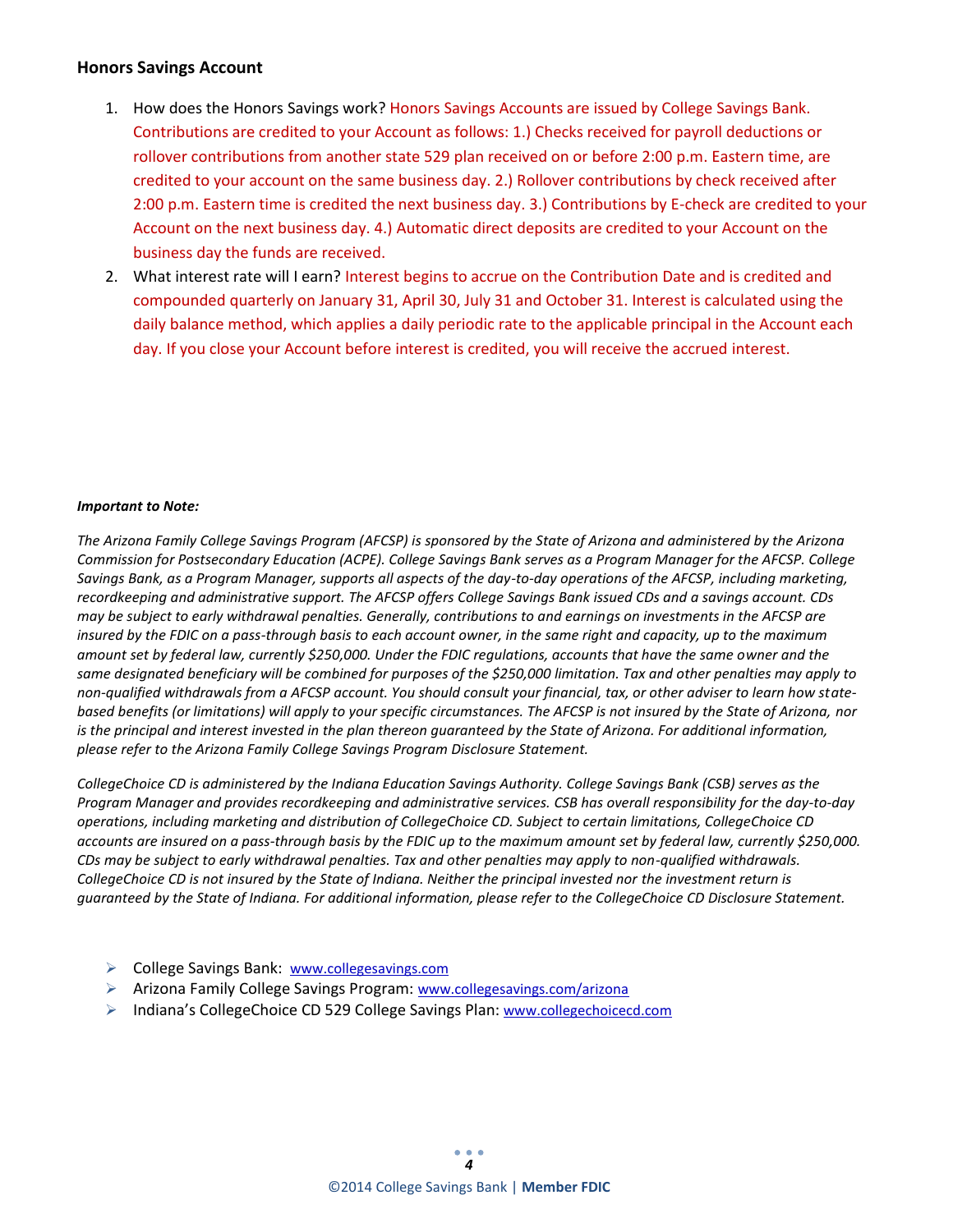### Honors Savings Account

1. How does the Honors Savings work? Honors Savings Accounts are issued by College Savings Bank. Contributions are credited to your Account as follows: 1.) Checks received for payroll deductions or rollover contributions from another state 529 plan received on or before 2:00 p.m. Eastern time, are credited to your account on the same business day. 2.) Rollover contributions by check received after 2:00 p.m. Eastern time is credited the next business day. 3.) Contributions by E-check are credited to your Account on the next business day. 4.) Automatic direct deposits are credited to your Account on the business day the funds are received.
2. What interest rate will I earn? Interest begins to accrue on the Contribution Date and is credited and compounded quarterly on January 31, April 30, July 31 and October 31. Interest is calculated using the daily balance method, which applies a daily periodic rate to the applicable principal in the Account each day. If you close your Account before interest is credited, you will receive the accrued interest.

***Important to Note:***

*The Arizona Family College Savings Program (AFCSP) is sponsored by the State of Arizona and administered by the Arizona Commission for Postsecondary Education (ACPE). College Savings Bank serves as a Program Manager for the AFCSP. College Savings Bank, as a Program Manager, supports all aspects of the day-to-day operations of the AFCSP, including marketing, recordkeeping and administrative support. The AFCSP offers College Savings Bank issued CDs and a savings account. CDs may be subject to early withdrawal penalties. Generally, contributions to and earnings on investments in the AFCSP are insured by the FDIC on a pass-through basis to each account owner, in the same right and capacity, up to the maximum amount set by federal law, currently $250,000. Under the FDIC regulations, accounts that have the same owner and the same designated beneficiary will be combined for purposes of the $250,000 limitation. Tax and other penalties may apply to non-qualified withdrawals from a AFCSP account. You should consult your financial, tax, or other adviser to learn how state-based benefits (or limitations) will apply to your specific circumstances. The AFCSP is not insured by the State of Arizona, nor is the principal and interest invested in the plan thereon guaranteed by the State of Arizona. For additional information, please refer to the Arizona Family College Savings Program Disclosure Statement.*

*CollegeChoice CD is administered by the Indiana Education Savings Authority. College Savings Bank (CSB) serves as the Program Manager and provides recordkeeping and administrative services. CSB has overall responsibility for the day-to-day operations, including marketing and distribution of CollegeChoice CD. Subject to certain limitations, CollegeChoice CD accounts are insured on a pass-through basis by the FDIC up to the maximum amount set by federal law, currently $250,000. CDs may be subject to early withdrawal penalties. Tax and other penalties may apply to non-qualified withdrawals. CollegeChoice CD is not insured by the State of Indiana. Neither the principal invested nor the investment return is guaranteed by the State of Indiana. For additional information, please refer to the CollegeChoice CD Disclosure Statement.*

- College Savings Bank: [www.collegesavings.com](http://www.collegesavings.com)
- Arizona Family College Savings Program: [www.collegesavings.com/arizona](http://www.collegesavings.com/arizona)
- Indiana's CollegeChoice CD 529 College Savings Plan: [www.collegechoicecd.com](http://www.collegechoicecd.com)

©2014 College Savings Bank | **Member FDIC**